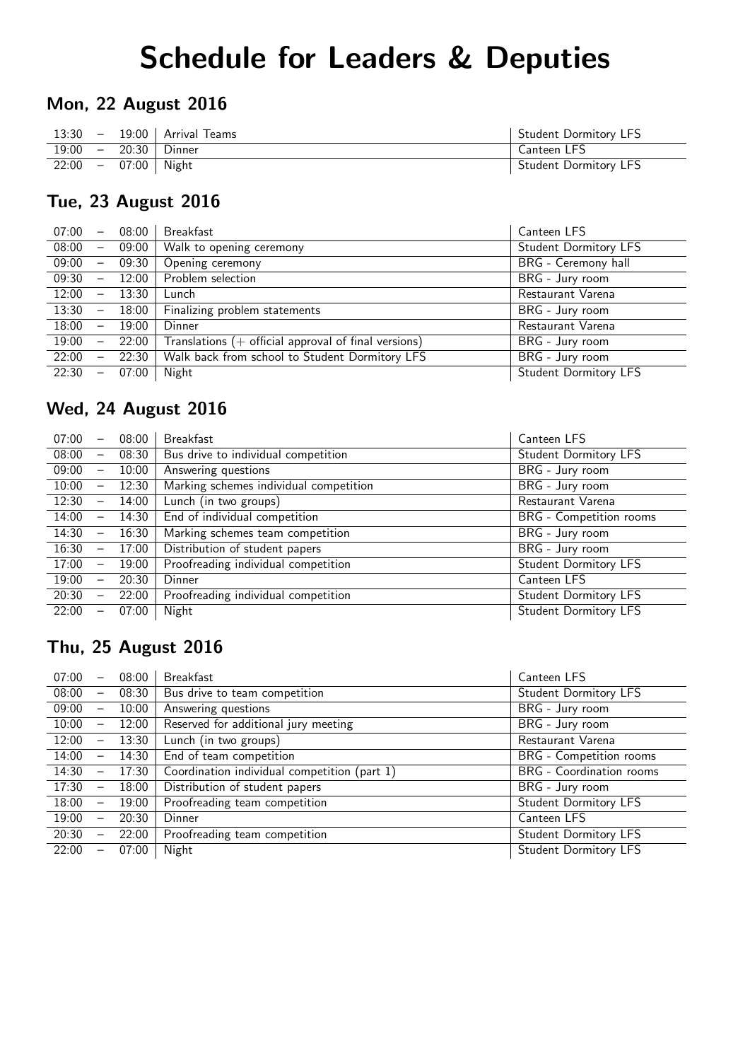# Schedule for Leaders & Deputies

## Mon, 22 August 2016

| | | |
|---|---|---|
| 13:30 – 19:00 | Arrival Teams | Student Dormitory LFS |
| 19:00 – 20:30 | Dinner | Canteen LFS |
| 22:00 – 07:00 | Night | Student Dormitory LFS |

## Tue, 23 August 2016

| | | |
|---|---|---|
| 07:00 – 08:00 | Breakfast | Canteen LFS |
| 08:00 – 09:00 | Walk to opening ceremony | Student Dormitory LFS |
| 09:00 – 09:30 | Opening ceremony | BRG - Ceremony hall |
| 09:30 – 12:00 | Problem selection | BRG - Jury room |
| 12:00 – 13:30 | Lunch | Restaurant Varena |
| 13:30 – 18:00 | Finalizing problem statements | BRG - Jury room |
| 18:00 – 19:00 | Dinner | Restaurant Varena |
| 19:00 – 22:00 | Translations (+ official approval of final versions) | BRG - Jury room |
| 22:00 – 22:30 | Walk back from school to Student Dormitory LFS | BRG - Jury room |
| 22:30 – 07:00 | Night | Student Dormitory LFS |

## Wed, 24 August 2016

| | | |
|---|---|---|
| 07:00 – 08:00 | Breakfast | Canteen LFS |
| 08:00 – 08:30 | Bus drive to individual competition | Student Dormitory LFS |
| 09:00 – 10:00 | Answering questions | BRG - Jury room |
| 10:00 – 12:30 | Marking schemes individual competition | BRG - Jury room |
| 12:30 – 14:00 | Lunch (in two groups) | Restaurant Varena |
| 14:00 – 14:30 | End of individual competition | BRG - Competition rooms |
| 14:30 – 16:30 | Marking schemes team competition | BRG - Jury room |
| 16:30 – 17:00 | Distribution of student papers | BRG - Jury room |
| 17:00 – 19:00 | Proofreading individual competition | Student Dormitory LFS |
| 19:00 – 20:30 | Dinner | Canteen LFS |
| 20:30 – 22:00 | Proofreading individual competition | Student Dormitory LFS |
| 22:00 – 07:00 | Night | Student Dormitory LFS |

## Thu, 25 August 2016

| | | |
|---|---|---|
| 07:00 – 08:00 | Breakfast | Canteen LFS |
| 08:00 – 08:30 | Bus drive to team competition | Student Dormitory LFS |
| 09:00 – 10:00 | Answering questions | BRG - Jury room |
| 10:00 – 12:00 | Reserved for additional jury meeting | BRG - Jury room |
| 12:00 – 13:30 | Lunch (in two groups) | Restaurant Varena |
| 14:00 – 14:30 | End of team competition | BRG - Competition rooms |
| 14:30 – 17:30 | Coordination individual competition (part 1) | BRG - Coordination rooms |
| 17:30 – 18:00 | Distribution of student papers | BRG - Jury room |
| 18:00 – 19:00 | Proofreading team competition | Student Dormitory LFS |
| 19:00 – 20:30 | Dinner | Canteen LFS |
| 20:30 – 22:00 | Proofreading team competition | Student Dormitory LFS |
| 22:00 – 07:00 | Night | Student Dormitory LFS |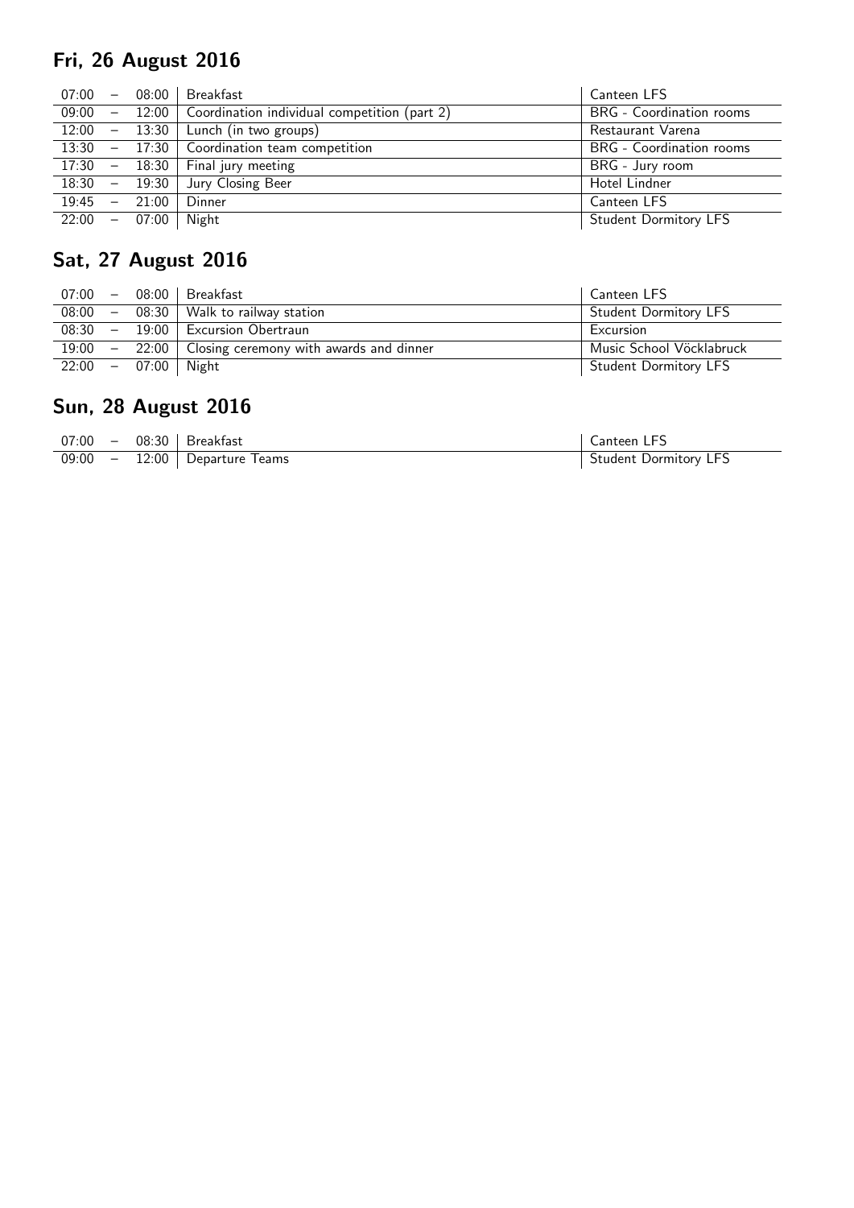## Fri, 26 August 2016

| | | |
|---|---|---|
| 07:00 – 08:00 | Breakfast | Canteen LFS |
| 09:00 – 12:00 | Coordination individual competition (part 2) | BRG - Coordination rooms |
| 12:00 – 13:30 | Lunch (in two groups) | Restaurant Varena |
| 13:30 – 17:30 | Coordination team competition | BRG - Coordination rooms |
| 17:30 – 18:30 | Final jury meeting | BRG - Jury room |
| 18:30 – 19:30 | Jury Closing Beer | Hotel Lindner |
| 19:45 – 21:00 | Dinner | Canteen LFS |
| 22:00 – 07:00 | Night | Student Dormitory LFS |

## Sat, 27 August 2016

| | | |
|---|---|---|
| 07:00 – 08:00 | Breakfast | Canteen LFS |
| 08:00 – 08:30 | Walk to railway station | Student Dormitory LFS |
| 08:30 – 19:00 | Excursion Obertraun | Excursion |
| 19:00 – 22:00 | Closing ceremony with awards and dinner | Music School Vöcklabruck |
| 22:00 – 07:00 | Night | Student Dormitory LFS |

## Sun, 28 August 2016

| | | |
|---|---|---|
| 07:00 – 08:30 | Breakfast | Canteen LFS |
| 09:00 – 12:00 | Departure Teams | Student Dormitory LFS |